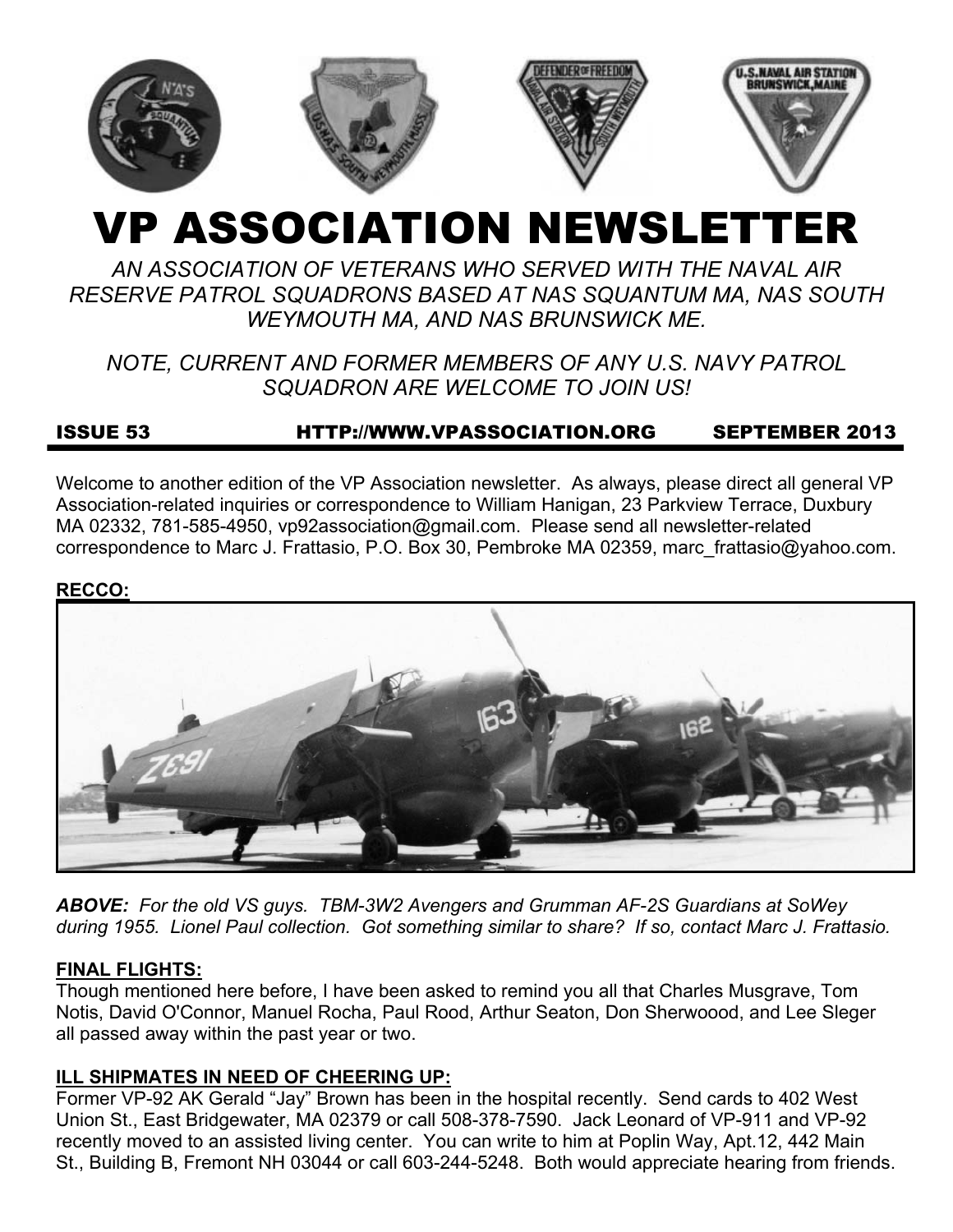# VP ASSOCIATION NEWSLETTER

*AN ASSOCIATION OF VETERANS WHO SERVED WITH THE NAVAL AIR RESERVE PATROL SQUADRONS BASED AT NAS SQUANTUM MA, NAS SOUTH WEYMOUTH MA, AND NAS BRUNSWICK ME.*

*NOTE, CURRENT AND FORMER MEMBERS OF ANY U.S. NAVY PATROL SQUADRON ARE WELCOME TO JOIN US!*

**ISSUE 53 HTTP://WWW.VPASSOCIATION.ORG SEPTEMBER 2013**

Welcome to another edition of the VP Association newsletter. As always, please direct all general VP Association-related inquiries or correspondence to William Hanigan, 23 Parkview Terrace, Duxbury MA 02332, 781-585-4950, vp92association@gmail.com. Please send all newsletter-related correspondence to Marc J. Frattasio, P.O. Box 30, Pembroke MA 02359, marc_frattasio@yahoo.com.

**RECCO:**

***ABOVE:*** *For the old VS guys. TBM-3W2 Avengers and Grumman AF-2S Guardians at SoWey during 1955. Lionel Paul collection. Got something similar to share? If so, contact Marc J. Frattasio.*

**FINAL FLIGHTS:**

Though mentioned here before, I have been asked to remind you all that Charles Musgrave, Tom Notis, David O'Connor, Manuel Rocha, Paul Rood, Arthur Seaton, Don Sherwoood, and Lee Sleger all passed away within the past year or two.

**ILL SHIPMATES IN NEED OF CHEERING UP:**

Former VP-92 AK Gerald "Jay" Brown has been in the hospital recently. Send cards to 402 West Union St., East Bridgewater, MA 02379 or call 508-378-7590. Jack Leonard of VP-911 and VP-92 recently moved to an assisted living center. You can write to him at Poplin Way, Apt.12, 442 Main St., Building B, Fremont NH 03044 or call 603-244-5248. Both would appreciate hearing from friends.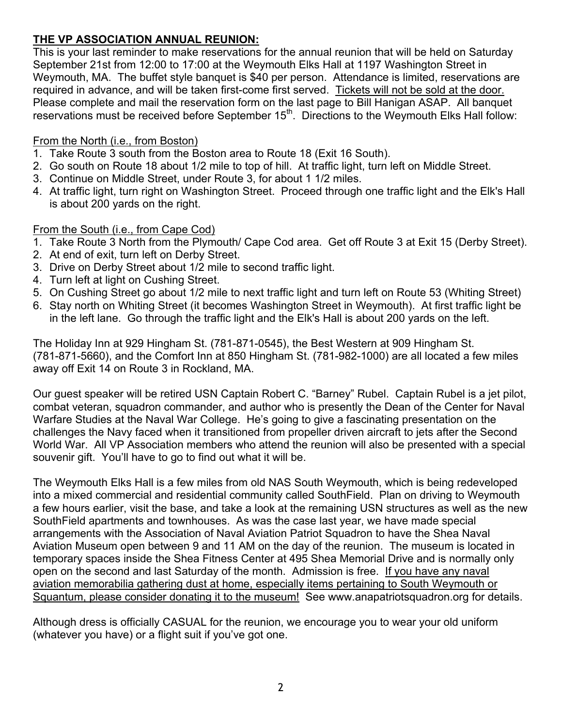## THE VP ASSOCIATION ANNUAL REUNION:

This is your last reminder to make reservations for the annual reunion that will be held on Saturday September 21st from 12:00 to 17:00 at the Weymouth Elks Hall at 1197 Washington Street in Weymouth, MA. The buffet style banquet is $40 per person. Attendance is limited, reservations are required in advance, and will be taken first-come first served. Tickets will not be sold at the door. Please complete and mail the reservation form on the last page to Bill Hanigan ASAP. All banquet reservations must be received before September 15th. Directions to the Weymouth Elks Hall follow:

From the North (i.e., from Boston)

1. Take Route 3 south from the Boston area to Route 18 (Exit 16 South).
2. Go south on Route 18 about 1/2 mile to top of hill. At traffic light, turn left on Middle Street.
3. Continue on Middle Street, under Route 3, for about 1 1/2 miles.
4. At traffic light, turn right on Washington Street. Proceed through one traffic light and the Elk's Hall is about 200 yards on the right.

From the South (i.e., from Cape Cod)

1. Take Route 3 North from the Plymouth/ Cape Cod area. Get off Route 3 at Exit 15 (Derby Street).
2. At end of exit, turn left on Derby Street.
3. Drive on Derby Street about 1/2 mile to second traffic light.
4. Turn left at light on Cushing Street.
5. On Cushing Street go about 1/2 mile to next traffic light and turn left on Route 53 (Whiting Street)
6. Stay north on Whiting Street (it becomes Washington Street in Weymouth). At first traffic light be in the left lane. Go through the traffic light and the Elk's Hall is about 200 yards on the left.

The Holiday Inn at 929 Hingham St. (781-871-0545), the Best Western at 909 Hingham St. (781-871-5660), and the Comfort Inn at 850 Hingham St. (781-982-1000) are all located a few miles away off Exit 14 on Route 3 in Rockland, MA.

Our guest speaker will be retired USN Captain Robert C. "Barney" Rubel. Captain Rubel is a jet pilot, combat veteran, squadron commander, and author who is presently the Dean of the Center for Naval Warfare Studies at the Naval War College. He's going to give a fascinating presentation on the challenges the Navy faced when it transitioned from propeller driven aircraft to jets after the Second World War. All VP Association members who attend the reunion will also be presented with a special souvenir gift. You'll have to go to find out what it will be.

The Weymouth Elks Hall is a few miles from old NAS South Weymouth, which is being redeveloped into a mixed commercial and residential community called SouthField. Plan on driving to Weymouth a few hours earlier, visit the base, and take a look at the remaining USN structures as well as the new SouthField apartments and townhouses. As was the case last year, we have made special arrangements with the Association of Naval Aviation Patriot Squadron to have the Shea Naval Aviation Museum open between 9 and 11 AM on the day of the reunion. The museum is located in temporary spaces inside the Shea Fitness Center at 495 Shea Memorial Drive and is normally only open on the second and last Saturday of the month. Admission is free. If you have any naval aviation memorabilia gathering dust at home, especially items pertaining to South Weymouth or Squantum, please consider donating it to the museum! See www.anapatriotsquadron.org for details.

Although dress is officially CASUAL for the reunion, we encourage you to wear your old uniform (whatever you have) or a flight suit if you've got one.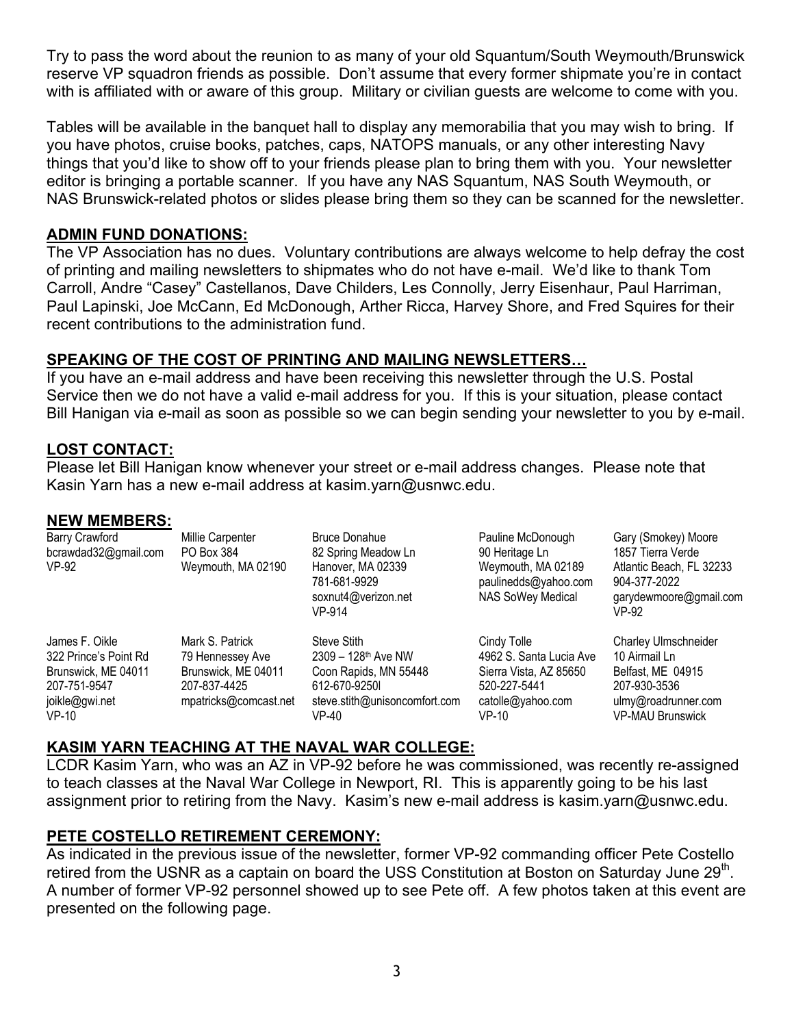Try to pass the word about the reunion to as many of your old Squantum/South Weymouth/Brunswick reserve VP squadron friends as possible. Don't assume that every former shipmate you're in contact with is affiliated with or aware of this group. Military or civilian guests are welcome to come with you.

Tables will be available in the banquet hall to display any memorabilia that you may wish to bring. If you have photos, cruise books, patches, caps, NATOPS manuals, or any other interesting Navy things that you'd like to show off to your friends please plan to bring them with you. Your newsletter editor is bringing a portable scanner. If you have any NAS Squantum, NAS South Weymouth, or NAS Brunswick-related photos or slides please bring them so they can be scanned for the newsletter.

## ADMIN FUND DONATIONS:

The VP Association has no dues. Voluntary contributions are always welcome to help defray the cost of printing and mailing newsletters to shipmates who do not have e-mail. We'd like to thank Tom Carroll, Andre "Casey" Castellanos, Dave Childers, Les Connolly, Jerry Eisenhaur, Paul Harriman, Paul Lapinski, Joe McCann, Ed McDonough, Arther Ricca, Harvey Shore, and Fred Squires for their recent contributions to the administration fund.

## SPEAKING OF THE COST OF PRINTING AND MAILING NEWSLETTERS…

If you have an e-mail address and have been receiving this newsletter through the U.S. Postal Service then we do not have a valid e-mail address for you. If this is your situation, please contact Bill Hanigan via e-mail as soon as possible so we can begin sending your newsletter to you by e-mail.

## LOST CONTACT:

Please let Bill Hanigan know whenever your street or e-mail address changes. Please note that Kasin Yarn has a new e-mail address at kasim.yarn@usnwc.edu.

## NEW MEMBERS:

| | | | | |
|---|---|---|---|---|
| Barry Crawford<br>bcrawdad32@gmail.com<br>VP-92 | Millie Carpenter<br>PO Box 384<br>Weymouth, MA 02190 | Bruce Donahue<br>82 Spring Meadow Ln<br>Hanover, MA 02339<br>781-681-9929<br>soxnut4@verizon.net<br>VP-914 | Pauline McDonough<br>90 Heritage Ln<br>Weymouth, MA 02189<br>paulinedds@yahoo.com<br>NAS SoWey Medical | Gary (Smokey) Moore<br>1857 Tierra Verde<br>Atlantic Beach, FL 32233<br>904-377-2022<br>garydewmoore@gmail.com<br>VP-92 |
| James F. Oikle<br>322 Prince's Point Rd<br>Brunswick, ME 04011<br>207-751-9547<br>joikle@gwi.net<br>VP-10 | Mark S. Patrick<br>79 Hennessey Ave<br>Brunswick, ME 04011<br>207-837-4425<br>mpatricks@comcast.net | Steve Stith<br>2309 – 128th Ave NW<br>Coon Rapids, MN 55448<br>612-670-9250l<br>steve.stith@unisoncomfort.com<br>VP-40 | Cindy Tolle<br>4962 S. Santa Lucia Ave<br>Sierra Vista, AZ 85650<br>520-227-5441<br>catolle@yahoo.com<br>VP-10 | Charley Ulmschneider<br>10 Airmail Ln<br>Belfast, ME 04915<br>207-930-3536<br>ulmy@roadrunner.com<br>VP-MAU Brunswick |

## KASIM YARN TEACHING AT THE NAVAL WAR COLLEGE:

LCDR Kasim Yarn, who was an AZ in VP-92 before he was commissioned, was recently re-assigned to teach classes at the Naval War College in Newport, RI. This is apparently going to be his last assignment prior to retiring from the Navy. Kasim's new e-mail address is kasim.yarn@usnwc.edu.

## PETE COSTELLO RETIREMENT CEREMONY:

As indicated in the previous issue of the newsletter, former VP-92 commanding officer Pete Costello retired from the USNR as a captain on board the USS Constitution at Boston on Saturday June 29th. A number of former VP-92 personnel showed up to see Pete off. A few photos taken at this event are presented on the following page.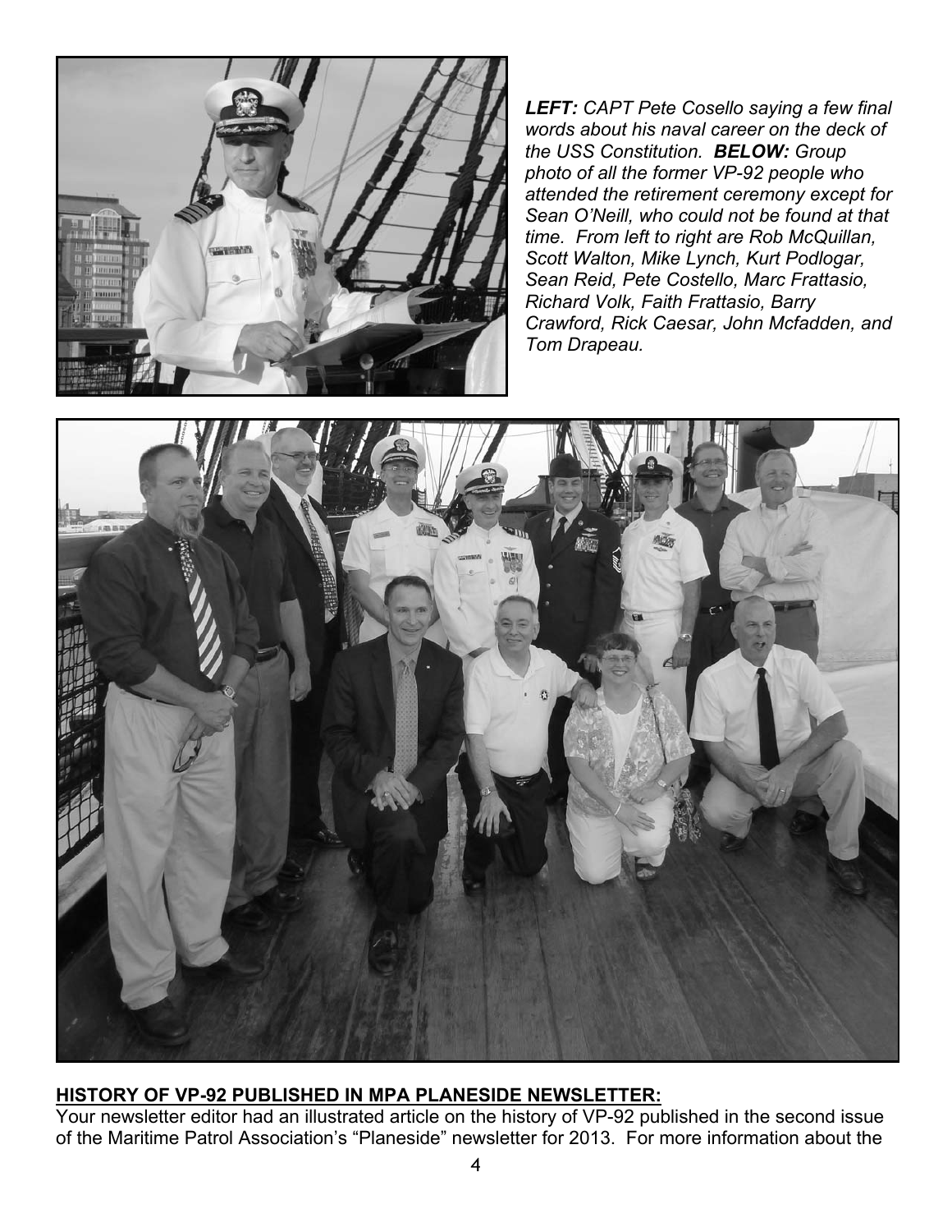***LEFT:*** *CAPT Pete Cosello saying a few final words about his naval career on the deck of the USS Constitution.* ***BELOW:*** *Group photo of all the former VP-92 people who attended the retirement ceremony except for Sean O'Neill, who could not be found at that time. From left to right are Rob McQuillan, Scott Walton, Mike Lynch, Kurt Podlogar, Sean Reid, Pete Costello, Marc Frattasio, Richard Volk, Faith Frattasio, Barry Crawford, Rick Caesar, John Mcfadden, and Tom Drapeau.*

## HISTORY OF VP-92 PUBLISHED IN MPA PLANESIDE NEWSLETTER:

Your newsletter editor had an illustrated article on the history of VP-92 published in the second issue of the Maritime Patrol Association's "Planeside" newsletter for 2013. For more information about the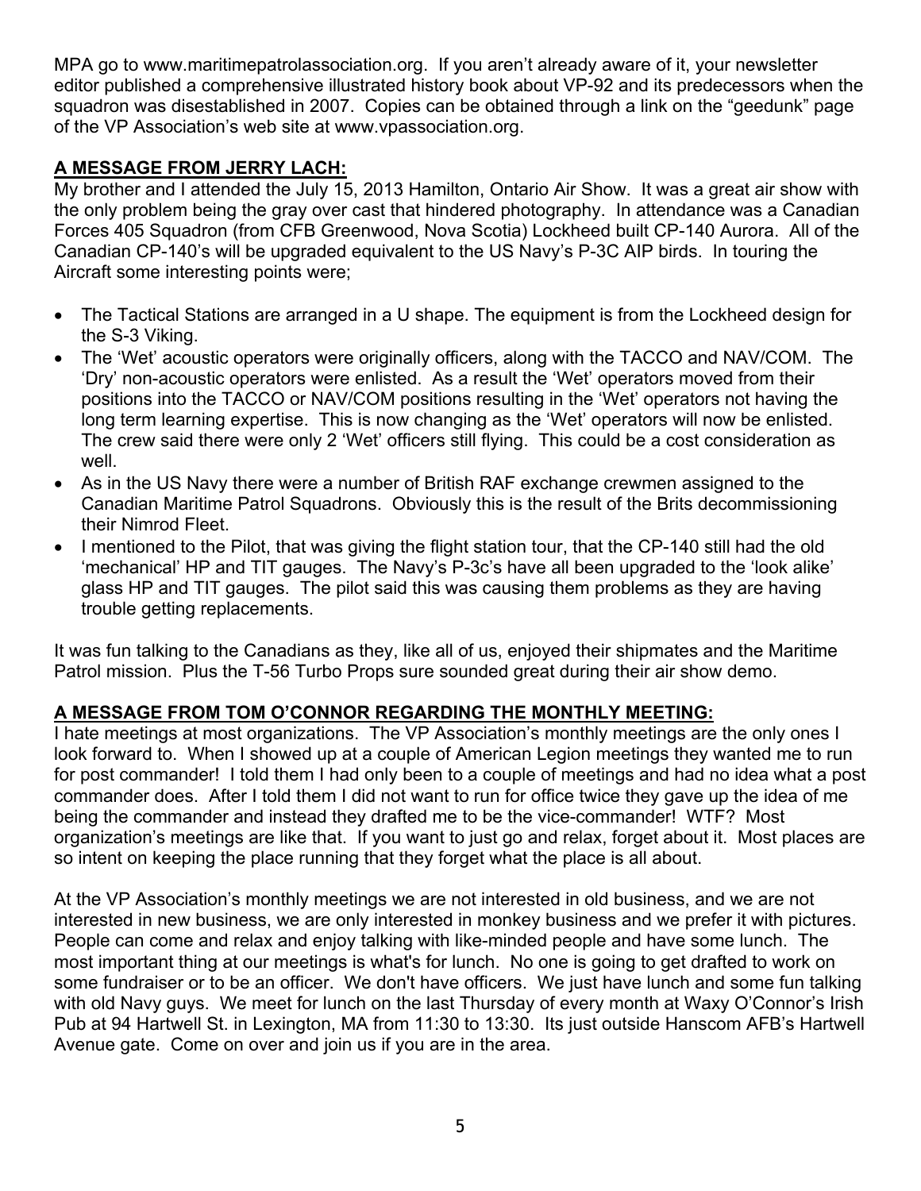MPA go to www.maritimepatrolassociation.org. If you aren't already aware of it, your newsletter editor published a comprehensive illustrated history book about VP-92 and its predecessors when the squadron was disestablished in 2007. Copies can be obtained through a link on the "geedunk" page of the VP Association's web site at www.vpassociation.org.

## A MESSAGE FROM JERRY LACH:

My brother and I attended the July 15, 2013 Hamilton, Ontario Air Show. It was a great air show with the only problem being the gray over cast that hindered photography. In attendance was a Canadian Forces 405 Squadron (from CFB Greenwood, Nova Scotia) Lockheed built CP-140 Aurora. All of the Canadian CP-140's will be upgraded equivalent to the US Navy's P-3C AIP birds. In touring the Aircraft some interesting points were;

- The Tactical Stations are arranged in a U shape. The equipment is from the Lockheed design for the S-3 Viking.
- The 'Wet' acoustic operators were originally officers, along with the TACCO and NAV/COM. The 'Dry' non-acoustic operators were enlisted. As a result the 'Wet' operators moved from their positions into the TACCO or NAV/COM positions resulting in the 'Wet' operators not having the long term learning expertise. This is now changing as the 'Wet' operators will now be enlisted. The crew said there were only 2 'Wet' officers still flying. This could be a cost consideration as well.
- As in the US Navy there were a number of British RAF exchange crewmen assigned to the Canadian Maritime Patrol Squadrons. Obviously this is the result of the Brits decommissioning their Nimrod Fleet.
- I mentioned to the Pilot, that was giving the flight station tour, that the CP-140 still had the old 'mechanical' HP and TIT gauges. The Navy's P-3c's have all been upgraded to the 'look alike' glass HP and TIT gauges. The pilot said this was causing them problems as they are having trouble getting replacements.

It was fun talking to the Canadians as they, like all of us, enjoyed their shipmates and the Maritime Patrol mission. Plus the T-56 Turbo Props sure sounded great during their air show demo.

## A MESSAGE FROM TOM O'CONNOR REGARDING THE MONTHLY MEETING:

I hate meetings at most organizations. The VP Association's monthly meetings are the only ones I look forward to. When I showed up at a couple of American Legion meetings they wanted me to run for post commander! I told them I had only been to a couple of meetings and had no idea what a post commander does. After I told them I did not want to run for office twice they gave up the idea of me being the commander and instead they drafted me to be the vice-commander! WTF? Most organization's meetings are like that. If you want to just go and relax, forget about it. Most places are so intent on keeping the place running that they forget what the place is all about.

At the VP Association's monthly meetings we are not interested in old business, and we are not interested in new business, we are only interested in monkey business and we prefer it with pictures. People can come and relax and enjoy talking with like-minded people and have some lunch. The most important thing at our meetings is what's for lunch. No one is going to get drafted to work on some fundraiser or to be an officer. We don't have officers. We just have lunch and some fun talking with old Navy guys. We meet for lunch on the last Thursday of every month at Waxy O'Connor's Irish Pub at 94 Hartwell St. in Lexington, MA from 11:30 to 13:30. Its just outside Hanscom AFB's Hartwell Avenue gate. Come on over and join us if you are in the area.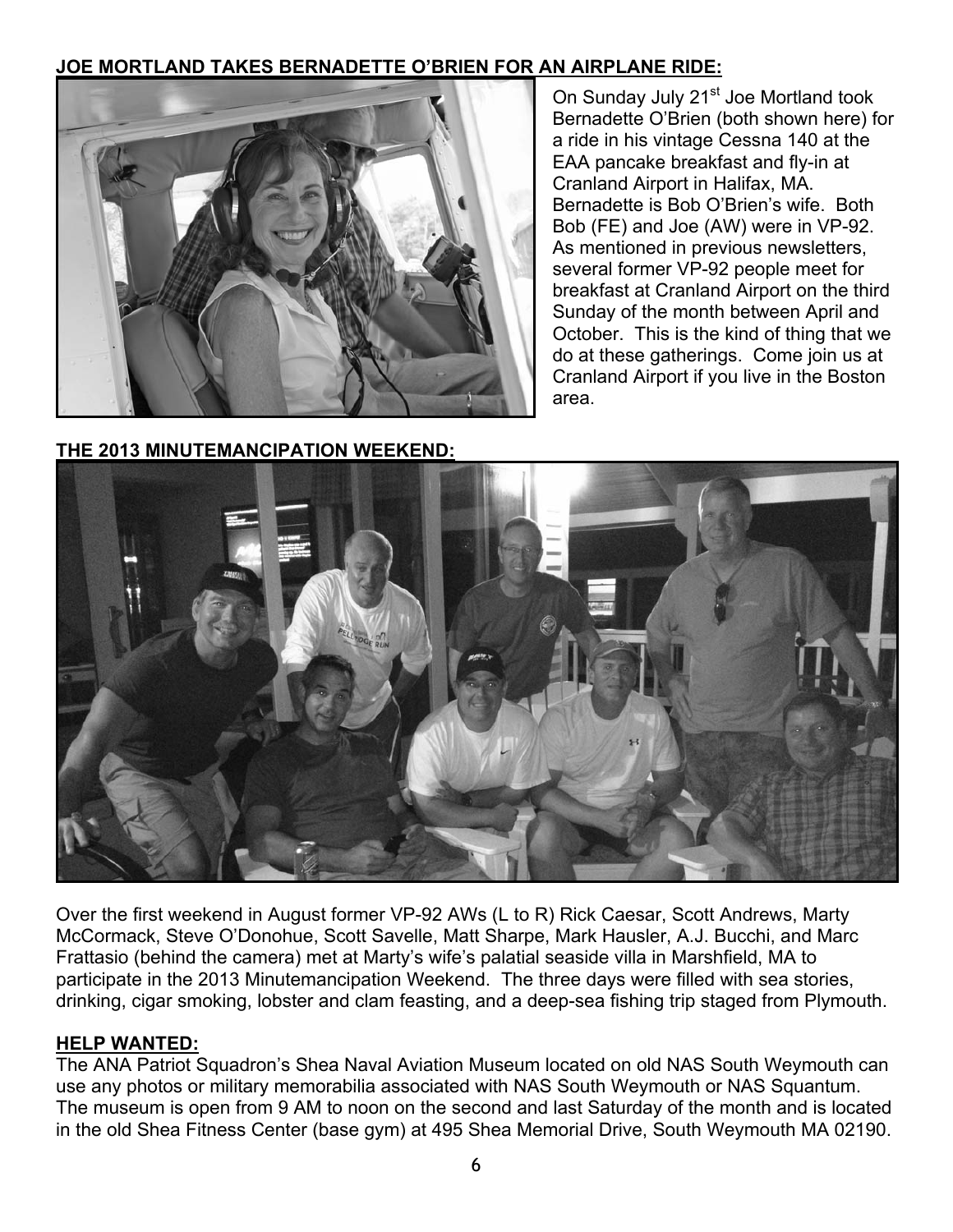**JOE MORTLAND TAKES BERNADETTE O'BRIEN FOR AN AIRPLANE RIDE:**

On Sunday July 21st Joe Mortland took Bernadette O'Brien (both shown here) for a ride in his vintage Cessna 140 at the EAA pancake breakfast and fly-in at Cranland Airport in Halifax, MA. Bernadette is Bob O'Brien's wife. Both Bob (FE) and Joe (AW) were in VP-92. As mentioned in previous newsletters, several former VP-92 people meet for breakfast at Cranland Airport on the third Sunday of the month between April and October. This is the kind of thing that we do at these gatherings. Come join us at Cranland Airport if you live in the Boston area.

**THE 2013 MINUTEMANCIPATION WEEKEND:**

Over the first weekend in August former VP-92 AWs (L to R) Rick Caesar, Scott Andrews, Marty McCormack, Steve O'Donohue, Scott Savelle, Matt Sharpe, Mark Hausler, A.J. Bucchi, and Marc Frattasio (behind the camera) met at Marty's wife's palatial seaside villa in Marshfield, MA to participate in the 2013 Minutemancipation Weekend. The three days were filled with sea stories, drinking, cigar smoking, lobster and clam feasting, and a deep-sea fishing trip staged from Plymouth.

**HELP WANTED:**

The ANA Patriot Squadron's Shea Naval Aviation Museum located on old NAS South Weymouth can use any photos or military memorabilia associated with NAS South Weymouth or NAS Squantum. The museum is open from 9 AM to noon on the second and last Saturday of the month and is located in the old Shea Fitness Center (base gym) at 495 Shea Memorial Drive, South Weymouth MA 02190.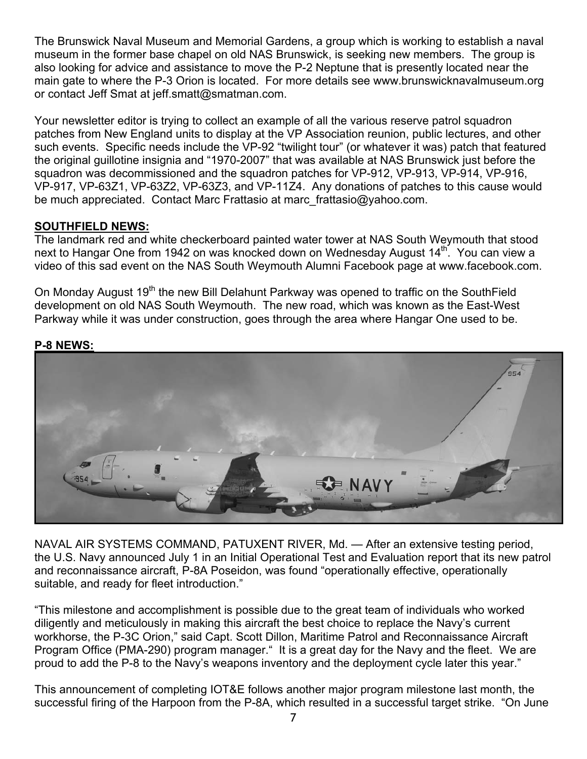The Brunswick Naval Museum and Memorial Gardens, a group which is working to establish a naval museum in the former base chapel on old NAS Brunswick, is seeking new members. The group is also looking for advice and assistance to move the P-2 Neptune that is presently located near the main gate to where the P-3 Orion is located. For more details see www.brunswicknavalmuseum.org or contact Jeff Smat at jeff.smatt@smatman.com.

Your newsletter editor is trying to collect an example of all the various reserve patrol squadron patches from New England units to display at the VP Association reunion, public lectures, and other such events. Specific needs include the VP-92 "twilight tour" (or whatever it was) patch that featured the original guillotine insignia and "1970-2007" that was available at NAS Brunswick just before the squadron was decommissioned and the squadron patches for VP-912, VP-913, VP-914, VP-916, VP-917, VP-63Z1, VP-63Z2, VP-63Z3, and VP-11Z4. Any donations of patches to this cause would be much appreciated. Contact Marc Frattasio at marc_frattasio@yahoo.com.

**SOUTHFIELD NEWS:**

The landmark red and white checkerboard painted water tower at NAS South Weymouth that stood next to Hangar One from 1942 on was knocked down on Wednesday August 14th. You can view a video of this sad event on the NAS South Weymouth Alumni Facebook page at www.facebook.com.

On Monday August 19th the new Bill Delahunt Parkway was opened to traffic on the SouthField development on old NAS South Weymouth. The new road, which was known as the East-West Parkway while it was under construction, goes through the area where Hangar One used to be.

**P-8 NEWS:**

NAVAL AIR SYSTEMS COMMAND, PATUXENT RIVER, Md. — After an extensive testing period, the U.S. Navy announced July 1 in an Initial Operational Test and Evaluation report that its new patrol and reconnaissance aircraft, P-8A Poseidon, was found "operationally effective, operationally suitable, and ready for fleet introduction."

"This milestone and accomplishment is possible due to the great team of individuals who worked diligently and meticulously in making this aircraft the best choice to replace the Navy's current workhorse, the P-3C Orion," said Capt. Scott Dillon, Maritime Patrol and Reconnaissance Aircraft Program Office (PMA-290) program manager." It is a great day for the Navy and the fleet. We are proud to add the P-8 to the Navy's weapons inventory and the deployment cycle later this year."

This announcement of completing IOT&E follows another major program milestone last month, the successful firing of the Harpoon from the P-8A, which resulted in a successful target strike. "On June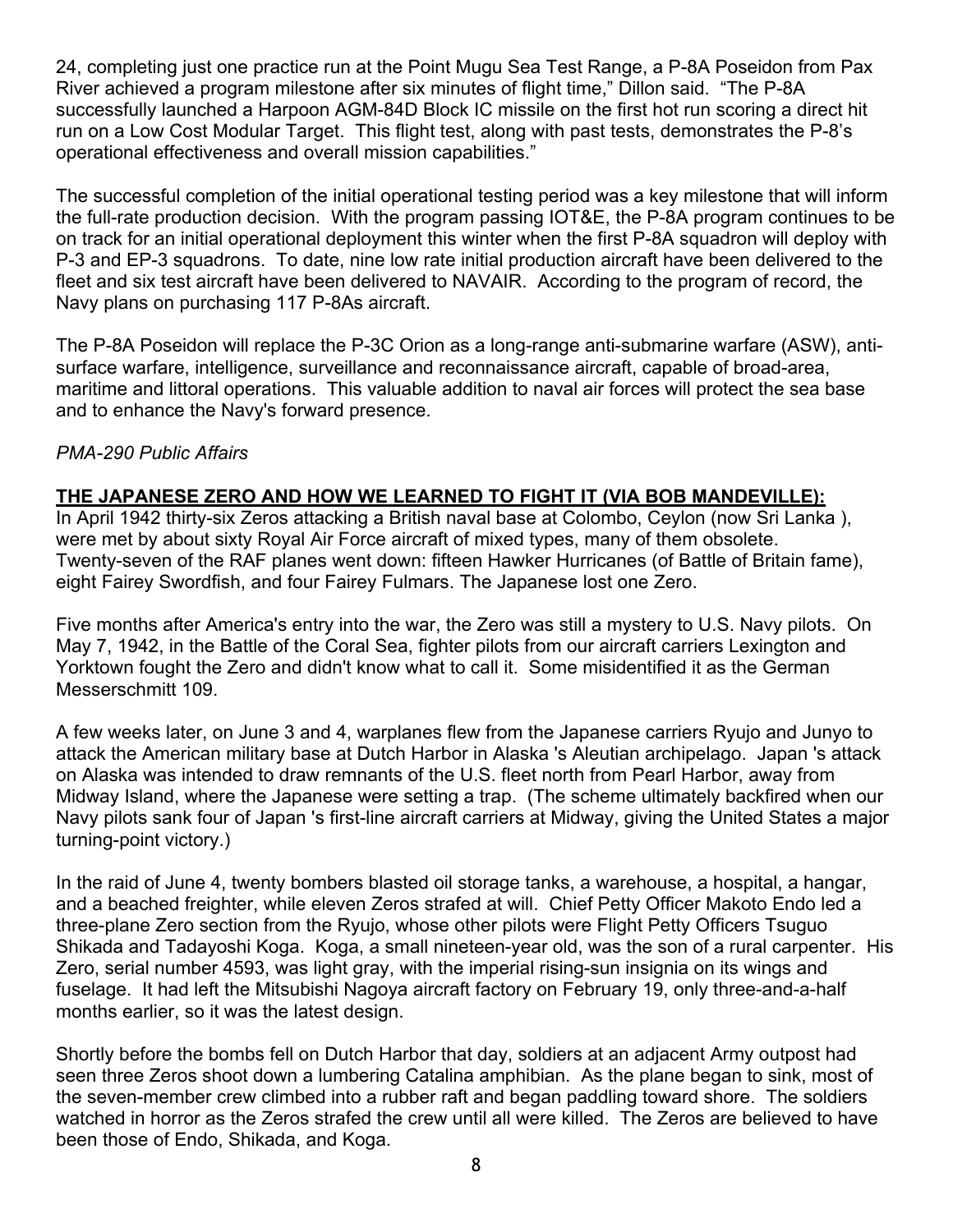24, completing just one practice run at the Point Mugu Sea Test Range, a P-8A Poseidon from Pax River achieved a program milestone after six minutes of flight time," Dillon said. "The P-8A successfully launched a Harpoon AGM-84D Block IC missile on the first hot run scoring a direct hit run on a Low Cost Modular Target. This flight test, along with past tests, demonstrates the P-8's operational effectiveness and overall mission capabilities."

The successful completion of the initial operational testing period was a key milestone that will inform the full-rate production decision. With the program passing IOT&E, the P-8A program continues to be on track for an initial operational deployment this winter when the first P-8A squadron will deploy with P-3 and EP-3 squadrons. To date, nine low rate initial production aircraft have been delivered to the fleet and six test aircraft have been delivered to NAVAIR. According to the program of record, the Navy plans on purchasing 117 P-8As aircraft.

The P-8A Poseidon will replace the P-3C Orion as a long-range anti-submarine warfare (ASW), anti-surface warfare, intelligence, surveillance and reconnaissance aircraft, capable of broad-area, maritime and littoral operations. This valuable addition to naval air forces will protect the sea base and to enhance the Navy's forward presence.

*PMA-290 Public Affairs*

**THE JAPANESE ZERO AND HOW WE LEARNED TO FIGHT IT (VIA BOB MANDEVILLE):**

In April 1942 thirty-six Zeros attacking a British naval base at Colombo, Ceylon (now Sri Lanka ), were met by about sixty Royal Air Force aircraft of mixed types, many of them obsolete. Twenty-seven of the RAF planes went down: fifteen Hawker Hurricanes (of Battle of Britain fame), eight Fairey Swordfish, and four Fairey Fulmars. The Japanese lost one Zero.

Five months after America's entry into the war, the Zero was still a mystery to U.S. Navy pilots. On May 7, 1942, in the Battle of the Coral Sea, fighter pilots from our aircraft carriers Lexington and Yorktown fought the Zero and didn't know what to call it. Some misidentified it as the German Messerschmitt 109.

A few weeks later, on June 3 and 4, warplanes flew from the Japanese carriers Ryujo and Junyo to attack the American military base at Dutch Harbor in Alaska 's Aleutian archipelago. Japan 's attack on Alaska was intended to draw remnants of the U.S. fleet north from Pearl Harbor, away from Midway Island, where the Japanese were setting a trap. (The scheme ultimately backfired when our Navy pilots sank four of Japan 's first-line aircraft carriers at Midway, giving the United States a major turning-point victory.)

In the raid of June 4, twenty bombers blasted oil storage tanks, a warehouse, a hospital, a hangar, and a beached freighter, while eleven Zeros strafed at will. Chief Petty Officer Makoto Endo led a three-plane Zero section from the Ryujo, whose other pilots were Flight Petty Officers Tsuguo Shikada and Tadayoshi Koga. Koga, a small nineteen-year old, was the son of a rural carpenter. His Zero, serial number 4593, was light gray, with the imperial rising-sun insignia on its wings and fuselage. It had left the Mitsubishi Nagoya aircraft factory on February 19, only three-and-a-half months earlier, so it was the latest design.

Shortly before the bombs fell on Dutch Harbor that day, soldiers at an adjacent Army outpost had seen three Zeros shoot down a lumbering Catalina amphibian. As the plane began to sink, most of the seven-member crew climbed into a rubber raft and began paddling toward shore. The soldiers watched in horror as the Zeros strafed the crew until all were killed. The Zeros are believed to have been those of Endo, Shikada, and Koga.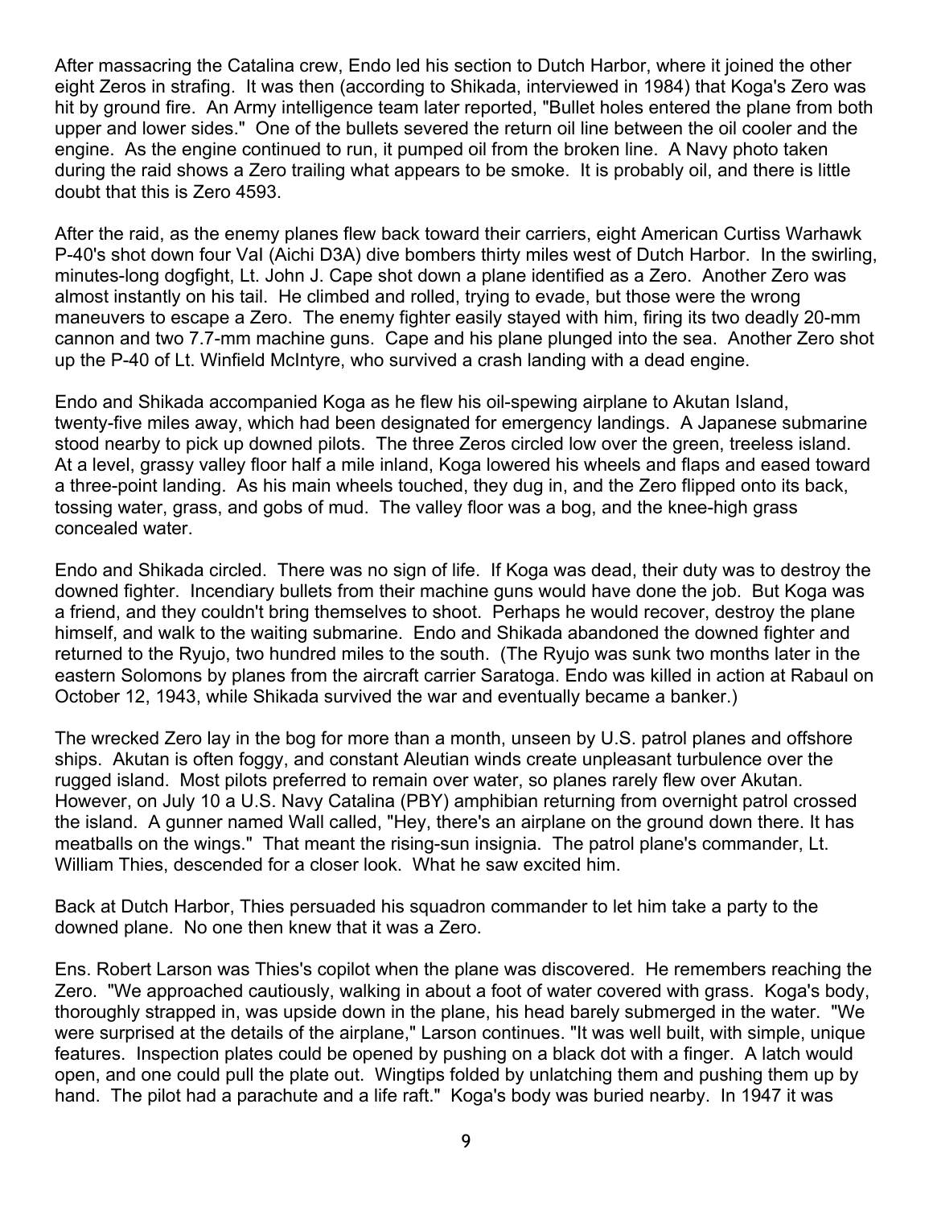After massacring the Catalina crew, Endo led his section to Dutch Harbor, where it joined the other eight Zeros in strafing. It was then (according to Shikada, interviewed in 1984) that Koga's Zero was hit by ground fire. An Army intelligence team later reported, "Bullet holes entered the plane from both upper and lower sides." One of the bullets severed the return oil line between the oil cooler and the engine. As the engine continued to run, it pumped oil from the broken line. A Navy photo taken during the raid shows a Zero trailing what appears to be smoke. It is probably oil, and there is little doubt that this is Zero 4593.

After the raid, as the enemy planes flew back toward their carriers, eight American Curtiss Warhawk P-40's shot down four Val (Aichi D3A) dive bombers thirty miles west of Dutch Harbor. In the swirling, minutes-long dogfight, Lt. John J. Cape shot down a plane identified as a Zero. Another Zero was almost instantly on his tail. He climbed and rolled, trying to evade, but those were the wrong maneuvers to escape a Zero. The enemy fighter easily stayed with him, firing its two deadly 20-mm cannon and two 7.7-mm machine guns. Cape and his plane plunged into the sea. Another Zero shot up the P-40 of Lt. Winfield McIntyre, who survived a crash landing with a dead engine.

Endo and Shikada accompanied Koga as he flew his oil-spewing airplane to Akutan Island, twenty-five miles away, which had been designated for emergency landings. A Japanese submarine stood nearby to pick up downed pilots. The three Zeros circled low over the green, treeless island. At a level, grassy valley floor half a mile inland, Koga lowered his wheels and flaps and eased toward a three-point landing. As his main wheels touched, they dug in, and the Zero flipped onto its back, tossing water, grass, and gobs of mud. The valley floor was a bog, and the knee-high grass concealed water.

Endo and Shikada circled. There was no sign of life. If Koga was dead, their duty was to destroy the downed fighter. Incendiary bullets from their machine guns would have done the job. But Koga was a friend, and they couldn't bring themselves to shoot. Perhaps he would recover, destroy the plane himself, and walk to the waiting submarine. Endo and Shikada abandoned the downed fighter and returned to the Ryujo, two hundred miles to the south. (The Ryujo was sunk two months later in the eastern Solomons by planes from the aircraft carrier Saratoga. Endo was killed in action at Rabaul on October 12, 1943, while Shikada survived the war and eventually became a banker.)

The wrecked Zero lay in the bog for more than a month, unseen by U.S. patrol planes and offshore ships. Akutan is often foggy, and constant Aleutian winds create unpleasant turbulence over the rugged island. Most pilots preferred to remain over water, so planes rarely flew over Akutan. However, on July 10 a U.S. Navy Catalina (PBY) amphibian returning from overnight patrol crossed the island. A gunner named Wall called, "Hey, there's an airplane on the ground down there. It has meatballs on the wings." That meant the rising-sun insignia. The patrol plane's commander, Lt. William Thies, descended for a closer look. What he saw excited him.

Back at Dutch Harbor, Thies persuaded his squadron commander to let him take a party to the downed plane. No one then knew that it was a Zero.

Ens. Robert Larson was Thies's copilot when the plane was discovered. He remembers reaching the Zero. "We approached cautiously, walking in about a foot of water covered with grass. Koga's body, thoroughly strapped in, was upside down in the plane, his head barely submerged in the water. "We were surprised at the details of the airplane," Larson continues. "It was well built, with simple, unique features. Inspection plates could be opened by pushing on a black dot with a finger. A latch would open, and one could pull the plate out. Wingtips folded by unlatching them and pushing them up by hand. The pilot had a parachute and a life raft." Koga's body was buried nearby. In 1947 it was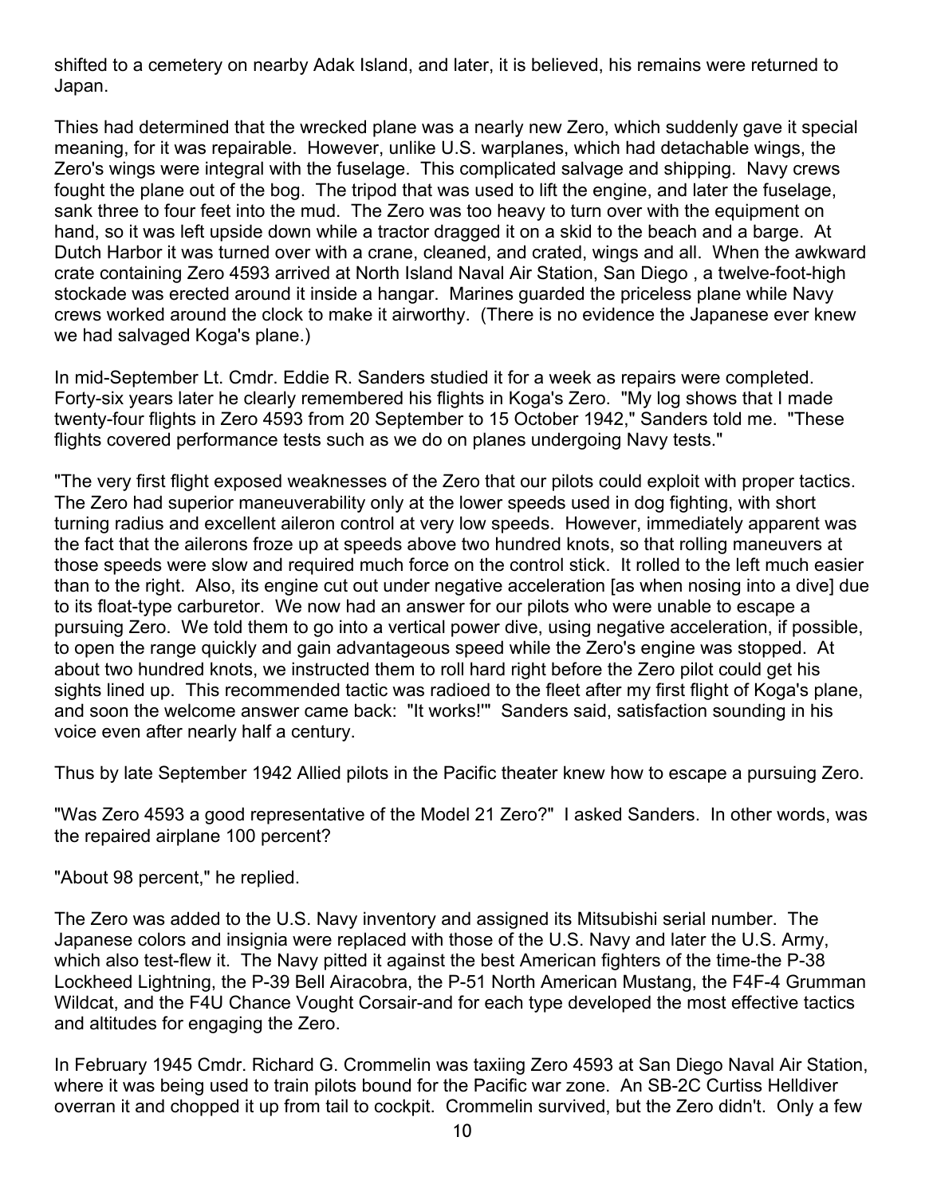shifted to a cemetery on nearby Adak Island, and later, it is believed, his remains were returned to Japan.

Thies had determined that the wrecked plane was a nearly new Zero, which suddenly gave it special meaning, for it was repairable. However, unlike U.S. warplanes, which had detachable wings, the Zero's wings were integral with the fuselage. This complicated salvage and shipping. Navy crews fought the plane out of the bog. The tripod that was used to lift the engine, and later the fuselage, sank three to four feet into the mud. The Zero was too heavy to turn over with the equipment on hand, so it was left upside down while a tractor dragged it on a skid to the beach and a barge. At Dutch Harbor it was turned over with a crane, cleaned, and crated, wings and all. When the awkward crate containing Zero 4593 arrived at North Island Naval Air Station, San Diego , a twelve-foot-high stockade was erected around it inside a hangar. Marines guarded the priceless plane while Navy crews worked around the clock to make it airworthy. (There is no evidence the Japanese ever knew we had salvaged Koga's plane.)

In mid-September Lt. Cmdr. Eddie R. Sanders studied it for a week as repairs were completed. Forty-six years later he clearly remembered his flights in Koga's Zero. "My log shows that I made twenty-four flights in Zero 4593 from 20 September to 15 October 1942," Sanders told me. "These flights covered performance tests such as we do on planes undergoing Navy tests."

"The very first flight exposed weaknesses of the Zero that our pilots could exploit with proper tactics. The Zero had superior maneuverability only at the lower speeds used in dog fighting, with short turning radius and excellent aileron control at very low speeds. However, immediately apparent was the fact that the ailerons froze up at speeds above two hundred knots, so that rolling maneuvers at those speeds were slow and required much force on the control stick. It rolled to the left much easier than to the right. Also, its engine cut out under negative acceleration [as when nosing into a dive] due to its float-type carburetor. We now had an answer for our pilots who were unable to escape a pursuing Zero. We told them to go into a vertical power dive, using negative acceleration, if possible, to open the range quickly and gain advantageous speed while the Zero's engine was stopped. At about two hundred knots, we instructed them to roll hard right before the Zero pilot could get his sights lined up. This recommended tactic was radioed to the fleet after my first flight of Koga's plane, and soon the welcome answer came back: "It works!'" Sanders said, satisfaction sounding in his voice even after nearly half a century.

Thus by late September 1942 Allied pilots in the Pacific theater knew how to escape a pursuing Zero.

"Was Zero 4593 a good representative of the Model 21 Zero?" I asked Sanders. In other words, was the repaired airplane 100 percent?

"About 98 percent," he replied.

The Zero was added to the U.S. Navy inventory and assigned its Mitsubishi serial number. The Japanese colors and insignia were replaced with those of the U.S. Navy and later the U.S. Army, which also test-flew it. The Navy pitted it against the best American fighters of the time-the P-38 Lockheed Lightning, the P-39 Bell Airacobra, the P-51 North American Mustang, the F4F-4 Grumman Wildcat, and the F4U Chance Vought Corsair-and for each type developed the most effective tactics and altitudes for engaging the Zero.

In February 1945 Cmdr. Richard G. Crommelin was taxiing Zero 4593 at San Diego Naval Air Station, where it was being used to train pilots bound for the Pacific war zone. An SB-2C Curtiss Helldiver overran it and chopped it up from tail to cockpit. Crommelin survived, but the Zero didn't. Only a few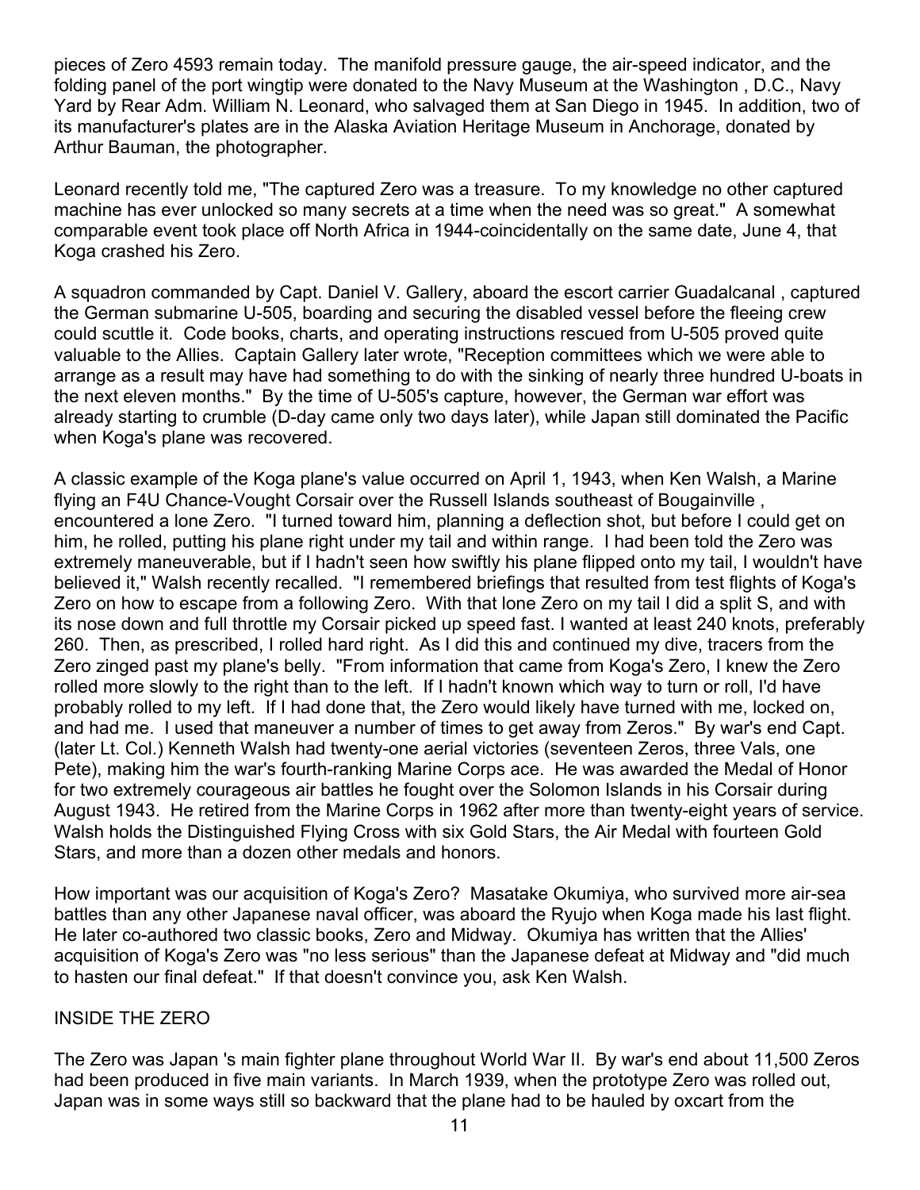pieces of Zero 4593 remain today. The manifold pressure gauge, the air-speed indicator, and the folding panel of the port wingtip were donated to the Navy Museum at the Washington , D.C., Navy Yard by Rear Adm. William N. Leonard, who salvaged them at San Diego in 1945. In addition, two of its manufacturer's plates are in the Alaska Aviation Heritage Museum in Anchorage, donated by Arthur Bauman, the photographer.

Leonard recently told me, "The captured Zero was a treasure. To my knowledge no other captured machine has ever unlocked so many secrets at a time when the need was so great." A somewhat comparable event took place off North Africa in 1944-coincidentally on the same date, June 4, that Koga crashed his Zero.

A squadron commanded by Capt. Daniel V. Gallery, aboard the escort carrier Guadalcanal , captured the German submarine U-505, boarding and securing the disabled vessel before the fleeing crew could scuttle it. Code books, charts, and operating instructions rescued from U-505 proved quite valuable to the Allies. Captain Gallery later wrote, "Reception committees which we were able to arrange as a result may have had something to do with the sinking of nearly three hundred U-boats in the next eleven months." By the time of U-505's capture, however, the German war effort was already starting to crumble (D-day came only two days later), while Japan still dominated the Pacific when Koga's plane was recovered.

A classic example of the Koga plane's value occurred on April 1, 1943, when Ken Walsh, a Marine flying an F4U Chance-Vought Corsair over the Russell Islands southeast of Bougainville , encountered a lone Zero. "I turned toward him, planning a deflection shot, but before I could get on him, he rolled, putting his plane right under my tail and within range. I had been told the Zero was extremely maneuverable, but if I hadn't seen how swiftly his plane flipped onto my tail, I wouldn't have believed it," Walsh recently recalled. "I remembered briefings that resulted from test flights of Koga's Zero on how to escape from a following Zero. With that lone Zero on my tail I did a split S, and with its nose down and full throttle my Corsair picked up speed fast. I wanted at least 240 knots, preferably 260. Then, as prescribed, I rolled hard right. As I did this and continued my dive, tracers from the Zero zinged past my plane's belly. "From information that came from Koga's Zero, I knew the Zero rolled more slowly to the right than to the left. If I hadn't known which way to turn or roll, I'd have probably rolled to my left. If I had done that, the Zero would likely have turned with me, locked on, and had me. I used that maneuver a number of times to get away from Zeros." By war's end Capt. (later Lt. Col.) Kenneth Walsh had twenty-one aerial victories (seventeen Zeros, three Vals, one Pete), making him the war's fourth-ranking Marine Corps ace. He was awarded the Medal of Honor for two extremely courageous air battles he fought over the Solomon Islands in his Corsair during August 1943. He retired from the Marine Corps in 1962 after more than twenty-eight years of service. Walsh holds the Distinguished Flying Cross with six Gold Stars, the Air Medal with fourteen Gold Stars, and more than a dozen other medals and honors.

How important was our acquisition of Koga's Zero? Masatake Okumiya, who survived more air-sea battles than any other Japanese naval officer, was aboard the Ryujo when Koga made his last flight. He later co-authored two classic books, Zero and Midway. Okumiya has written that the Allies' acquisition of Koga's Zero was "no less serious" than the Japanese defeat at Midway and "did much to hasten our final defeat." If that doesn't convince you, ask Ken Walsh.

## INSIDE THE ZERO

The Zero was Japan 's main fighter plane throughout World War II. By war's end about 11,500 Zeros had been produced in five main variants. In March 1939, when the prototype Zero was rolled out, Japan was in some ways still so backward that the plane had to be hauled by oxcart from the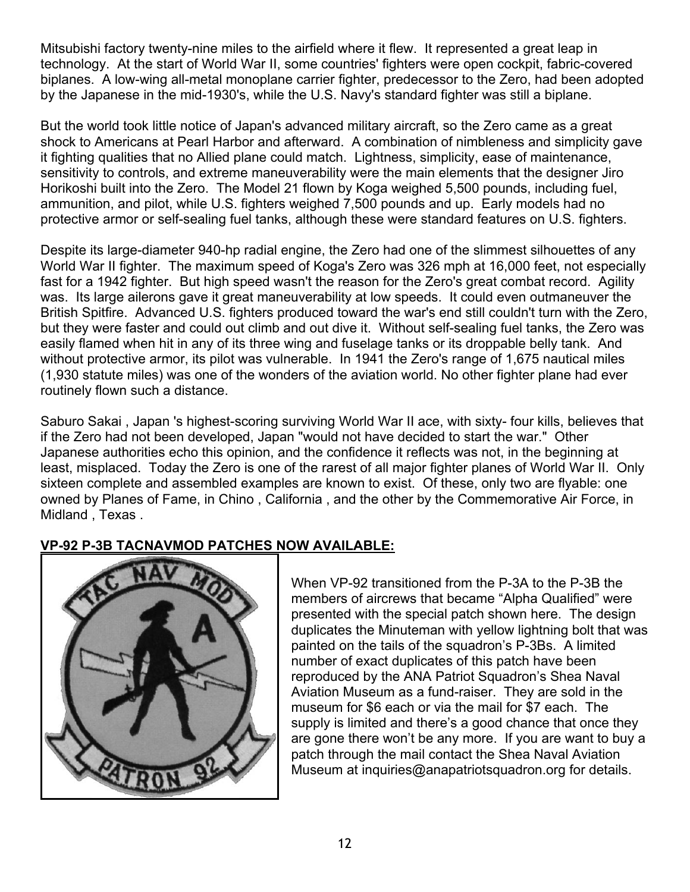Mitsubishi factory twenty-nine miles to the airfield where it flew. It represented a great leap in technology. At the start of World War II, some countries' fighters were open cockpit, fabric-covered biplanes. A low-wing all-metal monoplane carrier fighter, predecessor to the Zero, had been adopted by the Japanese in the mid-1930's, while the U.S. Navy's standard fighter was still a biplane.

But the world took little notice of Japan's advanced military aircraft, so the Zero came as a great shock to Americans at Pearl Harbor and afterward. A combination of nimbleness and simplicity gave it fighting qualities that no Allied plane could match. Lightness, simplicity, ease of maintenance, sensitivity to controls, and extreme maneuverability were the main elements that the designer Jiro Horikoshi built into the Zero. The Model 21 flown by Koga weighed 5,500 pounds, including fuel, ammunition, and pilot, while U.S. fighters weighed 7,500 pounds and up. Early models had no protective armor or self-sealing fuel tanks, although these were standard features on U.S. fighters.

Despite its large-diameter 940-hp radial engine, the Zero had one of the slimmest silhouettes of any World War II fighter. The maximum speed of Koga's Zero was 326 mph at 16,000 feet, not especially fast for a 1942 fighter. But high speed wasn't the reason for the Zero's great combat record. Agility was. Its large ailerons gave it great maneuverability at low speeds. It could even outmaneuver the British Spitfire. Advanced U.S. fighters produced toward the war's end still couldn't turn with the Zero, but they were faster and could out climb and out dive it. Without self-sealing fuel tanks, the Zero was easily flamed when hit in any of its three wing and fuselage tanks or its droppable belly tank. And without protective armor, its pilot was vulnerable. In 1941 the Zero's range of 1,675 nautical miles (1,930 statute miles) was one of the wonders of the aviation world. No other fighter plane had ever routinely flown such a distance.

Saburo Sakai , Japan 's highest-scoring surviving World War II ace, with sixty- four kills, believes that if the Zero had not been developed, Japan "would not have decided to start the war." Other Japanese authorities echo this opinion, and the confidence it reflects was not, in the beginning at least, misplaced. Today the Zero is one of the rarest of all major fighter planes of World War II. Only sixteen complete and assembled examples are known to exist. Of these, only two are flyable: one owned by Planes of Fame, in Chino , California , and the other by the Commemorative Air Force, in Midland , Texas .

**VP-92 P-3B TACNAVMOD PATCHES NOW AVAILABLE:**

When VP-92 transitioned from the P-3A to the P-3B the members of aircrews that became "Alpha Qualified" were presented with the special patch shown here. The design duplicates the Minuteman with yellow lightning bolt that was painted on the tails of the squadron's P-3Bs. A limited number of exact duplicates of this patch have been reproduced by the ANA Patriot Squadron's Shea Naval Aviation Museum as a fund-raiser. They are sold in the museum for $6 each or via the mail for $7 each. The supply is limited and there's a good chance that once they are gone there won't be any more. If you are want to buy a patch through the mail contact the Shea Naval Aviation Museum at inquiries@anapatriotsquadron.org for details.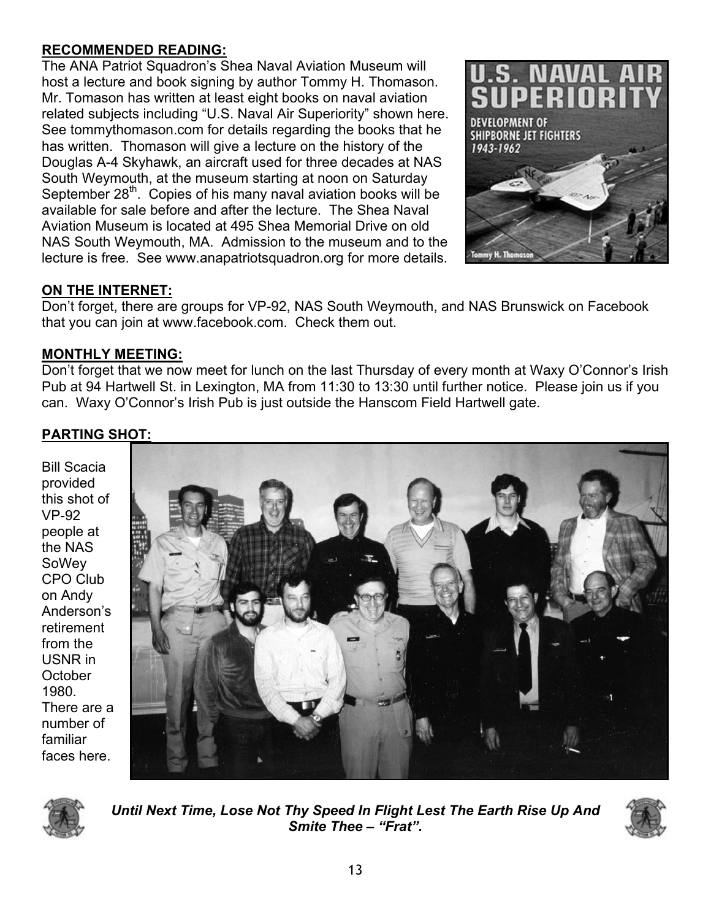**RECOMMENDED READING:**

The ANA Patriot Squadron's Shea Naval Aviation Museum will host a lecture and book signing by author Tommy H. Thomason. Mr. Tomason has written at least eight books on naval aviation related subjects including "U.S. Naval Air Superiority" shown here. See tommythomason.com for details regarding the books that he has written. Thomason will give a lecture on the history of the Douglas A-4 Skyhawk, an aircraft used for three decades at NAS South Weymouth, at the museum starting at noon on Saturday September 28th. Copies of his many naval aviation books will be available for sale before and after the lecture. The Shea Naval Aviation Museum is located at 495 Shea Memorial Drive on old NAS South Weymouth, MA. Admission to the museum and to the lecture is free. See www.anapatriotsquadron.org for more details.

**ON THE INTERNET:**

Don't forget, there are groups for VP-92, NAS South Weymouth, and NAS Brunswick on Facebook that you can join at www.facebook.com. Check them out.

**MONTHLY MEETING:**

Don't forget that we now meet for lunch on the last Thursday of every month at Waxy O'Connor's Irish Pub at 94 Hartwell St. in Lexington, MA from 11:30 to 13:30 until further notice. Please join us if you can. Waxy O'Connor's Irish Pub is just outside the Hanscom Field Hartwell gate.

**PARTING SHOT:**

Bill Scacia provided this shot of VP-92 people at the NAS SoWey CPO Club on Andy Anderson's retirement from the USNR in October 1980. There are a number of familiar faces here.

***Until Next Time, Lose Not Thy Speed In Flight Lest The Earth Rise Up And Smite Thee – "Frat".***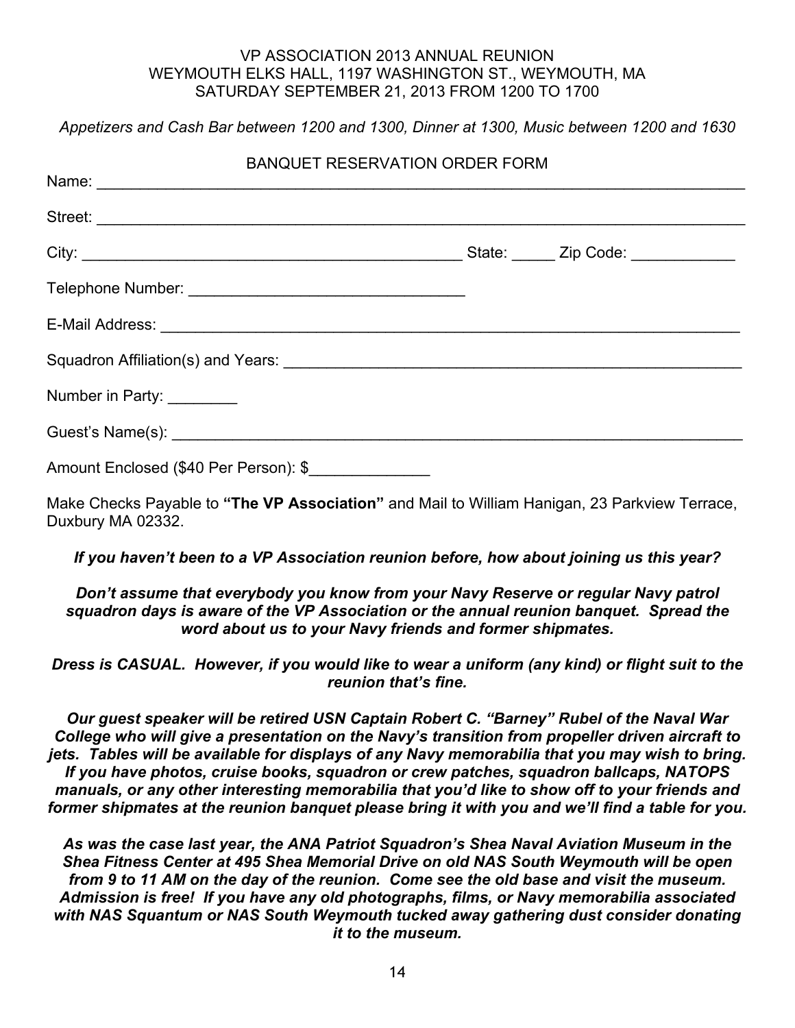VP ASSOCIATION 2013 ANNUAL REUNION
WEYMOUTH ELKS HALL, 1197 WASHINGTON ST., WEYMOUTH, MA
SATURDAY SEPTEMBER 21, 2013 FROM 1200 TO 1700

*Appetizers and Cash Bar between 1200 and 1300, Dinner at 1300, Music between 1200 and 1630*

BANQUET RESERVATION ORDER FORM

Name: ______________________________________________________________________________

Street: ______________________________________________________________________________

City: ______________________________________________ State: _____ Zip Code: ____________

Telephone Number: ________________________________

E-Mail Address: ______________________________________________________________________

Squadron Affiliation(s) and Years: ______________________________________________________

Number in Party: ________

Guest's Name(s): _____________________________________________________________________

Amount Enclosed ($40 Per Person): $______________

Make Checks Payable to **"The VP Association"** and Mail to William Hanigan, 23 Parkview Terrace, Duxbury MA 02332.

***If you haven't been to a VP Association reunion before, how about joining us this year?***

***Don't assume that everybody you know from your Navy Reserve or regular Navy patrol squadron days is aware of the VP Association or the annual reunion banquet. Spread the word about us to your Navy friends and former shipmates.***

***Dress is CASUAL. However, if you would like to wear a uniform (any kind) or flight suit to the reunion that's fine.***

***Our guest speaker will be retired USN Captain Robert C. "Barney" Rubel of the Naval War College who will give a presentation on the Navy's transition from propeller driven aircraft to jets. Tables will be available for displays of any Navy memorabilia that you may wish to bring. If you have photos, cruise books, squadron or crew patches, squadron ballcaps, NATOPS manuals, or any other interesting memorabilia that you'd like to show off to your friends and former shipmates at the reunion banquet please bring it with you and we'll find a table for you.***

***As was the case last year, the ANA Patriot Squadron's Shea Naval Aviation Museum in the Shea Fitness Center at 495 Shea Memorial Drive on old NAS South Weymouth will be open from 9 to 11 AM on the day of the reunion. Come see the old base and visit the museum. Admission is free! If you have any old photographs, films, or Navy memorabilia associated with NAS Squantum or NAS South Weymouth tucked away gathering dust consider donating it to the museum.***